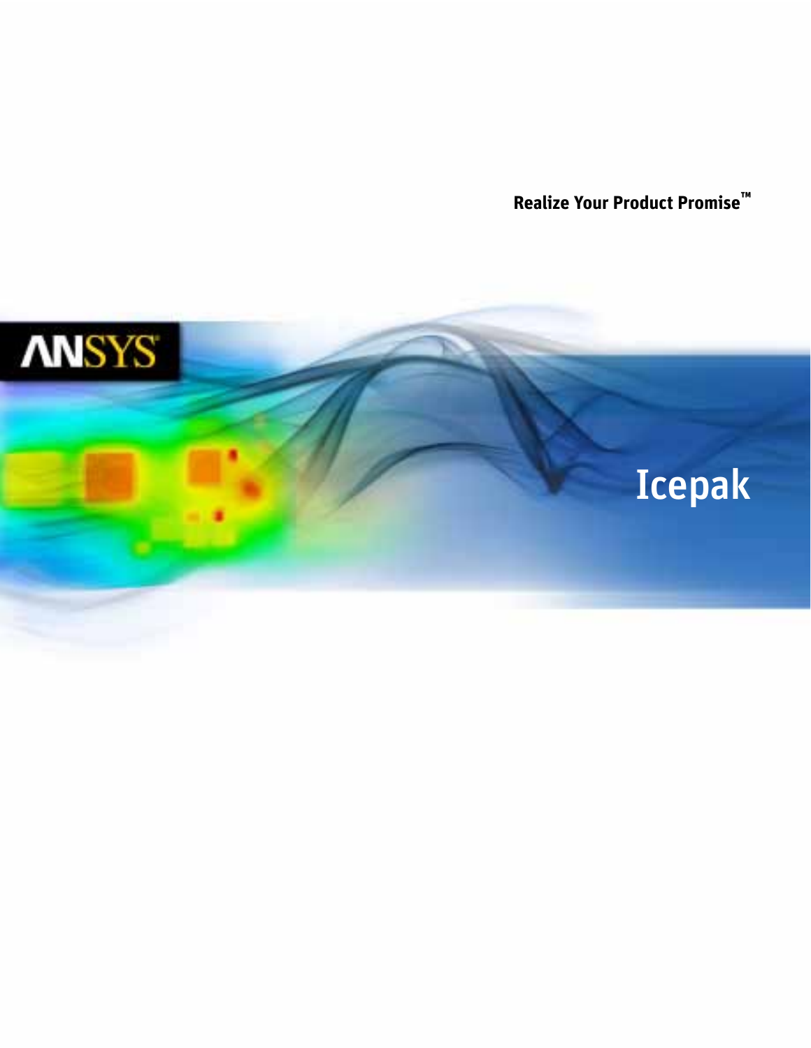Realize Your Product Promise™

ANSYS

# Icepak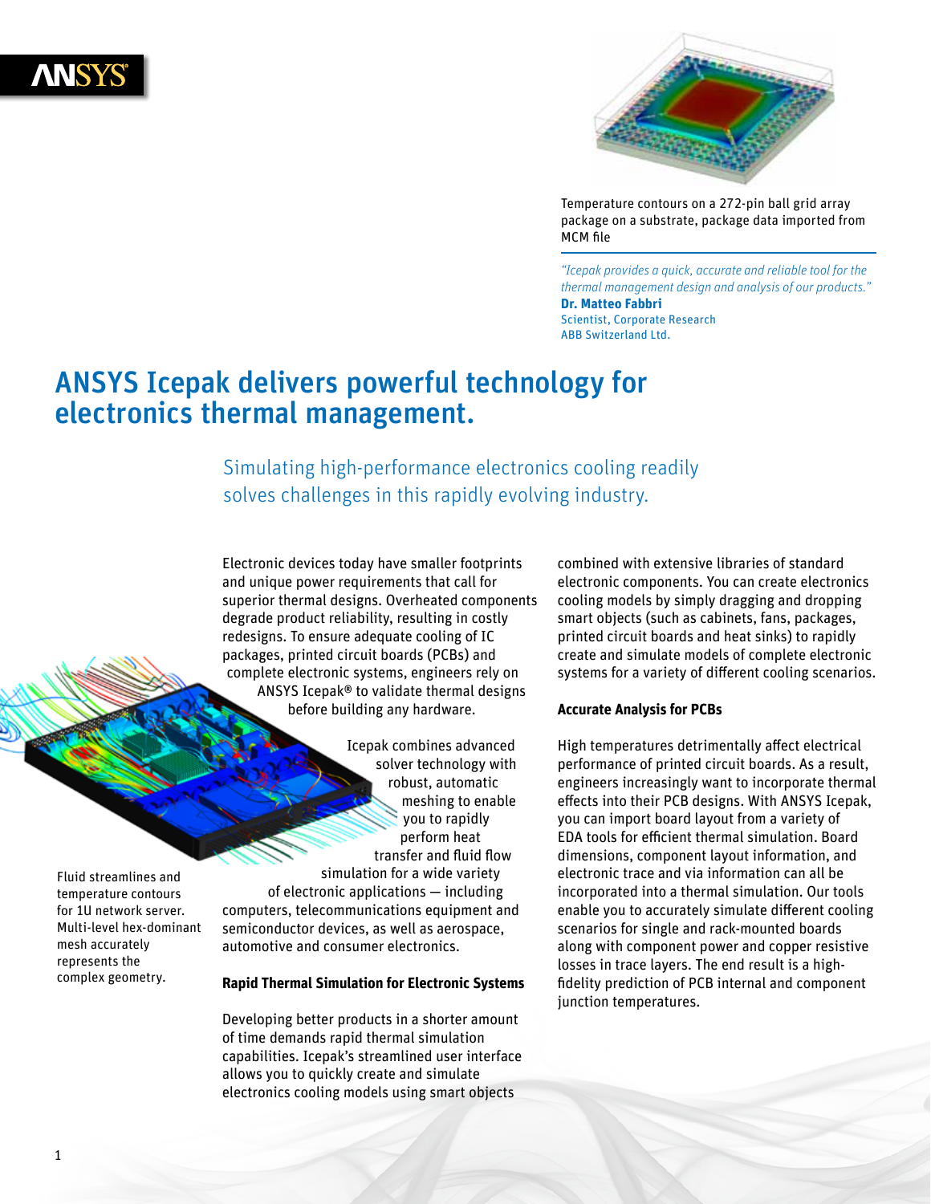Temperature contours on a 272-pin ball grid array package on a substrate, package data imported from MCM file

*"Icepak provides a quick, accurate and reliable tool for the thermal management design and analysis of our products."*
**Dr. Matteo Fabbri**
Scientist, Corporate Research
ABB Switzerland Ltd.

# ANSYS Icepak delivers powerful technology for electronics thermal management.

## Simulating high-performance electronics cooling readily solves challenges in this rapidly evolving industry.

Electronic devices today have smaller footprints and unique power requirements that call for superior thermal designs. Overheated components degrade product reliability, resulting in costly redesigns. To ensure adequate cooling of IC packages, printed circuit boards (PCBs) and complete electronic systems, engineers rely on ANSYS Icepak® to validate thermal designs before building any hardware.

Icepak combines advanced solver technology with robust, automatic meshing to enable you to rapidly perform heat transfer and fluid flow simulation for a wide variety of electronic applications — including computers, telecommunications equipment and semiconductor devices, as well as aerospace, automotive and consumer electronics.

Fluid streamlines and temperature contours for 1U network server. Multi-level hex-dominant mesh accurately represents the complex geometry.

**Rapid Thermal Simulation for Electronic Systems**

Developing better products in a shorter amount of time demands rapid thermal simulation capabilities. Icepak's streamlined user interface allows you to quickly create and simulate electronics cooling models using smart objects combined with extensive libraries of standard electronic components. You can create electronics cooling models by simply dragging and dropping smart objects (such as cabinets, fans, packages, printed circuit boards and heat sinks) to rapidly create and simulate models of complete electronic systems for a variety of different cooling scenarios.

**Accurate Analysis for PCBs**

High temperatures detrimentally affect electrical performance of printed circuit boards. As a result, engineers increasingly want to incorporate thermal effects into their PCB designs. With ANSYS Icepak, you can import board layout from a variety of EDA tools for efficient thermal simulation. Board dimensions, component layout information, and electronic trace and via information can all be incorporated into a thermal simulation. Our tools enable you to accurately simulate different cooling scenarios for single and rack-mounted boards along with component power and copper resistive losses in trace layers. The end result is a high-fidelity prediction of PCB internal and component junction temperatures.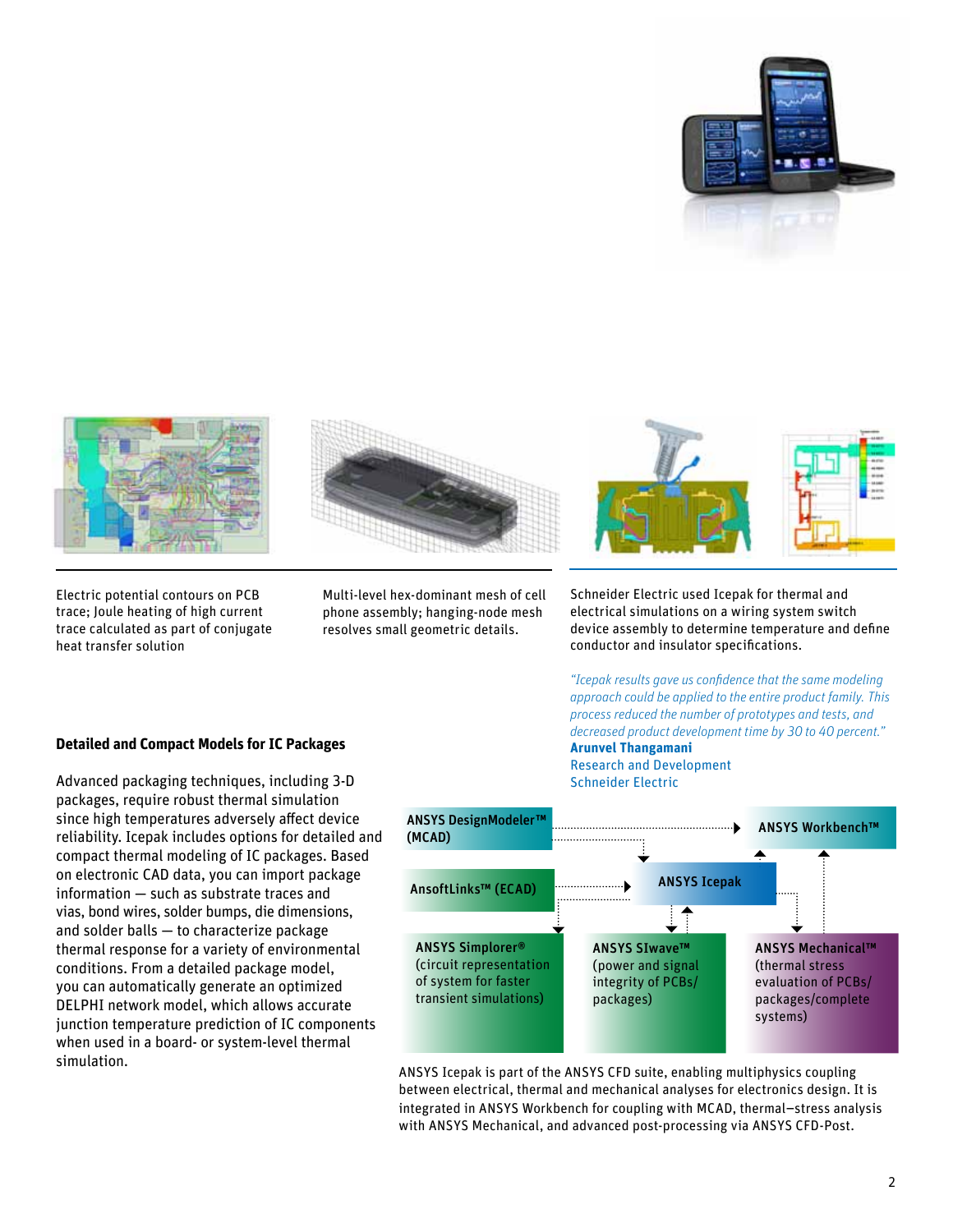Electric potential contours on PCB trace; Joule heating of high current trace calculated as part of conjugate heat transfer solution

Multi-level hex-dominant mesh of cell phone assembly; hanging-node mesh resolves small geometric details.

Schneider Electric used Icepak for thermal and electrical simulations on a wiring system switch device assembly to determine temperature and define conductor and insulator specifications.

*"Icepak results gave us confidence that the same modeling approach could be applied to the entire product family. This process reduced the number of prototypes and tests, and decreased product development time by 30 to 40 percent."*
**Arunvel Thangamani**
Research and Development
Schneider Electric

### Detailed and Compact Models for IC Packages

Advanced packaging techniques, including 3-D packages, require robust thermal simulation since high temperatures adversely affect device reliability. Icepak includes options for detailed and compact thermal modeling of IC packages. Based on electronic CAD data, you can import package information — such as substrate traces and vias, bond wires, solder bumps, die dimensions, and solder balls — to characterize package thermal response for a variety of environmental conditions. From a detailed package model, you can automatically generate an optimized DELPHI network model, which allows accurate junction temperature prediction of IC components when used in a board- or system-level thermal simulation.

**ANSYS DesignModeler™ (MCAD)**

**ANSYS Workbench™**

**AnsoftLinks™ (ECAD)**

**ANSYS Icepak**

**ANSYS Simplorer®** (circuit representation of system for faster transient simulations)

**ANSYS SIwave™** (power and signal integrity of PCBs/ packages)

**ANSYS Mechanical™** (thermal stress evaluation of PCBs/ packages/complete systems)

ANSYS Icepak is part of the ANSYS CFD suite, enabling multiphysics coupling between electrical, thermal and mechanical analyses for electronics design. It is integrated in ANSYS Workbench for coupling with MCAD, thermal–stress analysis with ANSYS Mechanical, and advanced post-processing via ANSYS CFD-Post.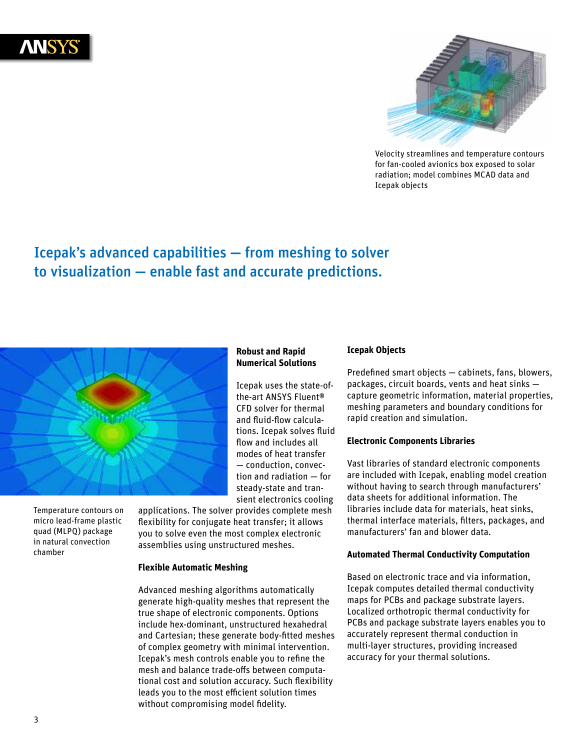Velocity streamlines and temperature contours for fan-cooled avionics box exposed to solar radiation; model combines MCAD data and Icepak objects

## Icepak's advanced capabilities — from meshing to solver to visualization — enable fast and accurate predictions.

Temperature contours on micro lead-frame plastic quad (MLPQ) package in natural convection chamber

**Robust and Rapid Numerical Solutions**

Icepak uses the state-of-the-art ANSYS Fluent® CFD solver for thermal and fluid-flow calculations. Icepak solves fluid flow and includes all modes of heat transfer — conduction, convection and radiation — for steady-state and transient electronics cooling applications. The solver provides complete mesh flexibility for conjugate heat transfer; it allows you to solve even the most complex electronic assemblies using unstructured meshes.

**Flexible Automatic Meshing**

Advanced meshing algorithms automatically generate high-quality meshes that represent the true shape of electronic components. Options include hex-dominant, unstructured hexahedral and Cartesian; these generate body-fitted meshes of complex geometry with minimal intervention. Icepak's mesh controls enable you to refine the mesh and balance trade-offs between computational cost and solution accuracy. Such flexibility leads you to the most efficient solution times without compromising model fidelity.

**Icepak Objects**

Predefined smart objects — cabinets, fans, blowers, packages, circuit boards, vents and heat sinks — capture geometric information, material properties, meshing parameters and boundary conditions for rapid creation and simulation.

**Electronic Components Libraries**

Vast libraries of standard electronic components are included with Icepak, enabling model creation without having to search through manufacturers' data sheets for additional information. The libraries include data for materials, heat sinks, thermal interface materials, filters, packages, and manufacturers' fan and blower data.

**Automated Thermal Conductivity Computation**

Based on electronic trace and via information, Icepak computes detailed thermal conductivity maps for PCBs and package substrate layers. Localized orthotropic thermal conductivity for PCBs and package substrate layers enables you to accurately represent thermal conduction in multi-layer structures, providing increased accuracy for your thermal solutions.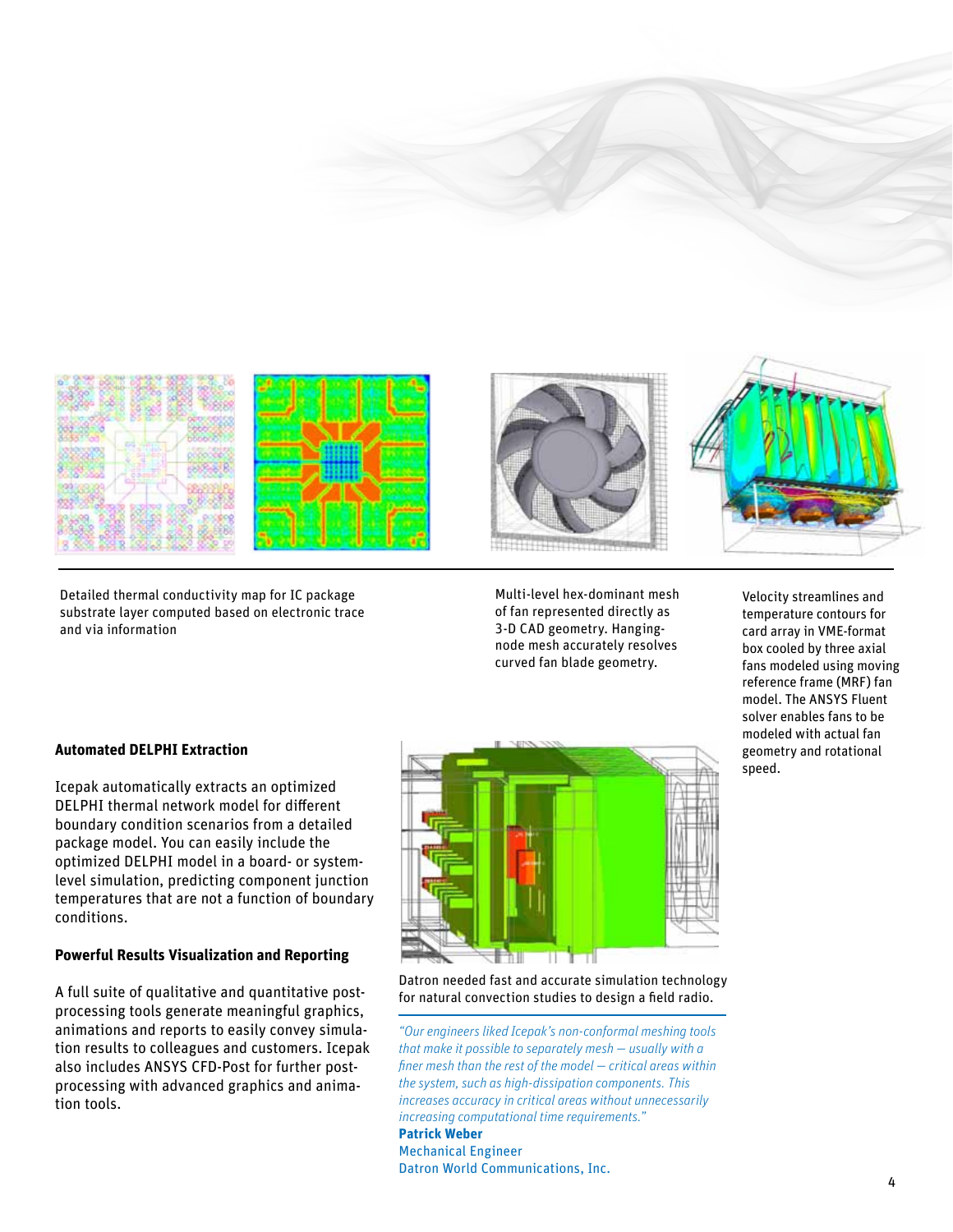Detailed thermal conductivity map for IC package substrate layer computed based on electronic trace and via information

Multi-level hex-dominant mesh of fan represented directly as 3-D CAD geometry. Hanging-node mesh accurately resolves curved fan blade geometry.

Velocity streamlines and temperature contours for card array in VME-format box cooled by three axial fans modeled using moving reference frame (MRF) fan model. The ANSYS Fluent solver enables fans to be modeled with actual fan geometry and rotational speed.

**Automated DELPHI Extraction**

Icepak automatically extracts an optimized DELPHI thermal network model for different boundary condition scenarios from a detailed package model. You can easily include the optimized DELPHI model in a board- or system-level simulation, predicting component junction temperatures that are not a function of boundary conditions.

**Powerful Results Visualization and Reporting**

A full suite of qualitative and quantitative post-processing tools generate meaningful graphics, animations and reports to easily convey simulation results to colleagues and customers. Icepak also includes ANSYS CFD-Post for further post-processing with advanced graphics and animation tools.

Datron needed fast and accurate simulation technology for natural convection studies to design a field radio.

*"Our engineers liked Icepak's non-conformal meshing tools that make it possible to separately mesh — usually with a finer mesh than the rest of the model — critical areas within the system, such as high-dissipation components. This increases accuracy in critical areas without unnecessarily increasing computational time requirements."*

**Patrick Weber**
Mechanical Engineer
Datron World Communications, Inc.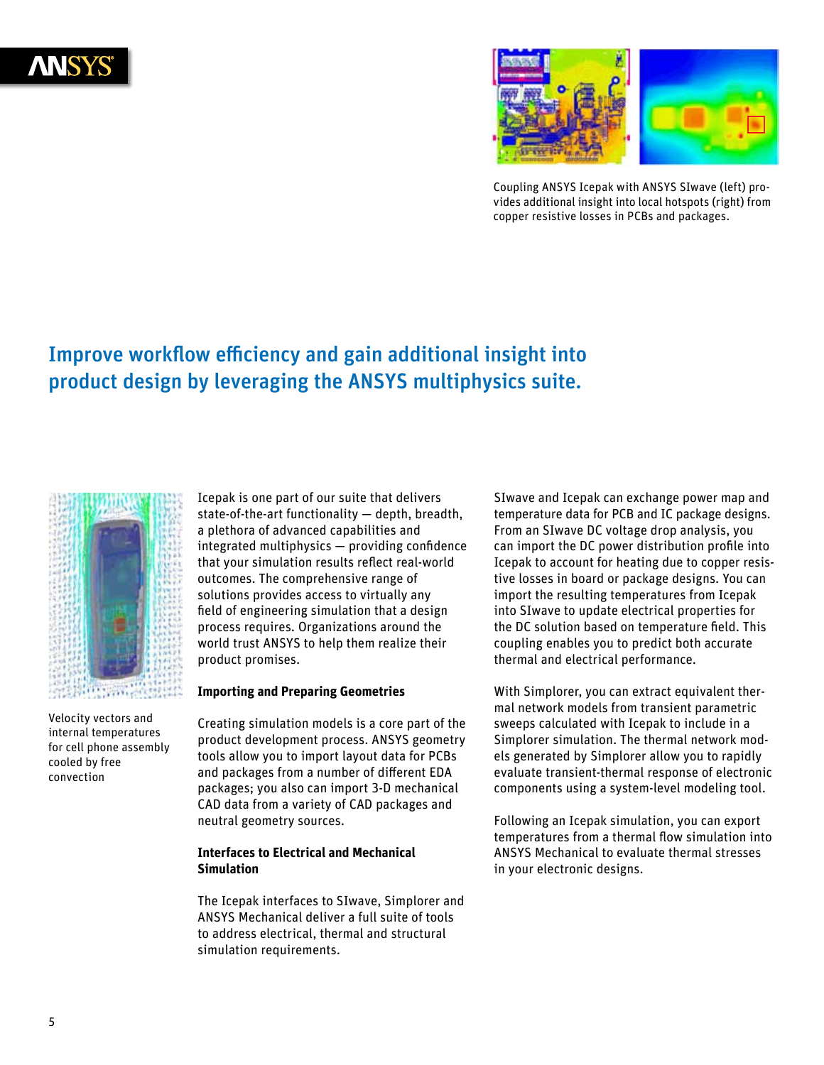Coupling ANSYS Icepak with ANSYS SIwave (left) provides additional insight into local hotspots (right) from copper resistive losses in PCBs and packages.

## Improve workflow efficiency and gain additional insight into product design by leveraging the ANSYS multiphysics suite.

Velocity vectors and internal temperatures for cell phone assembly cooled by free convection

Icepak is one part of our suite that delivers state-of-the-art functionality — depth, breadth, a plethora of advanced capabilities and integrated multiphysics — providing confidence that your simulation results reflect real-world outcomes. The comprehensive range of solutions provides access to virtually any field of engineering simulation that a design process requires. Organizations around the world trust ANSYS to help them realize their product promises.

**Importing and Preparing Geometries**

Creating simulation models is a core part of the product development process. ANSYS geometry tools allow you to import layout data for PCBs and packages from a number of different EDA packages; you also can import 3-D mechanical CAD data from a variety of CAD packages and neutral geometry sources.

**Interfaces to Electrical and Mechanical Simulation**

The Icepak interfaces to SIwave, Simplorer and ANSYS Mechanical deliver a full suite of tools to address electrical, thermal and structural simulation requirements.

SIwave and Icepak can exchange power map and temperature data for PCB and IC package designs. From an SIwave DC voltage drop analysis, you can import the DC power distribution profile into Icepak to account for heating due to copper resistive losses in board or package designs. You can import the resulting temperatures from Icepak into SIwave to update electrical properties for the DC solution based on temperature field. This coupling enables you to predict both accurate thermal and electrical performance.

With Simplorer, you can extract equivalent thermal network models from transient parametric sweeps calculated with Icepak to include in a Simplorer simulation. The thermal network models generated by Simplorer allow you to rapidly evaluate transient-thermal response of electronic components using a system-level modeling tool.

Following an Icepak simulation, you can export temperatures from a thermal flow simulation into ANSYS Mechanical to evaluate thermal stresses in your electronic designs.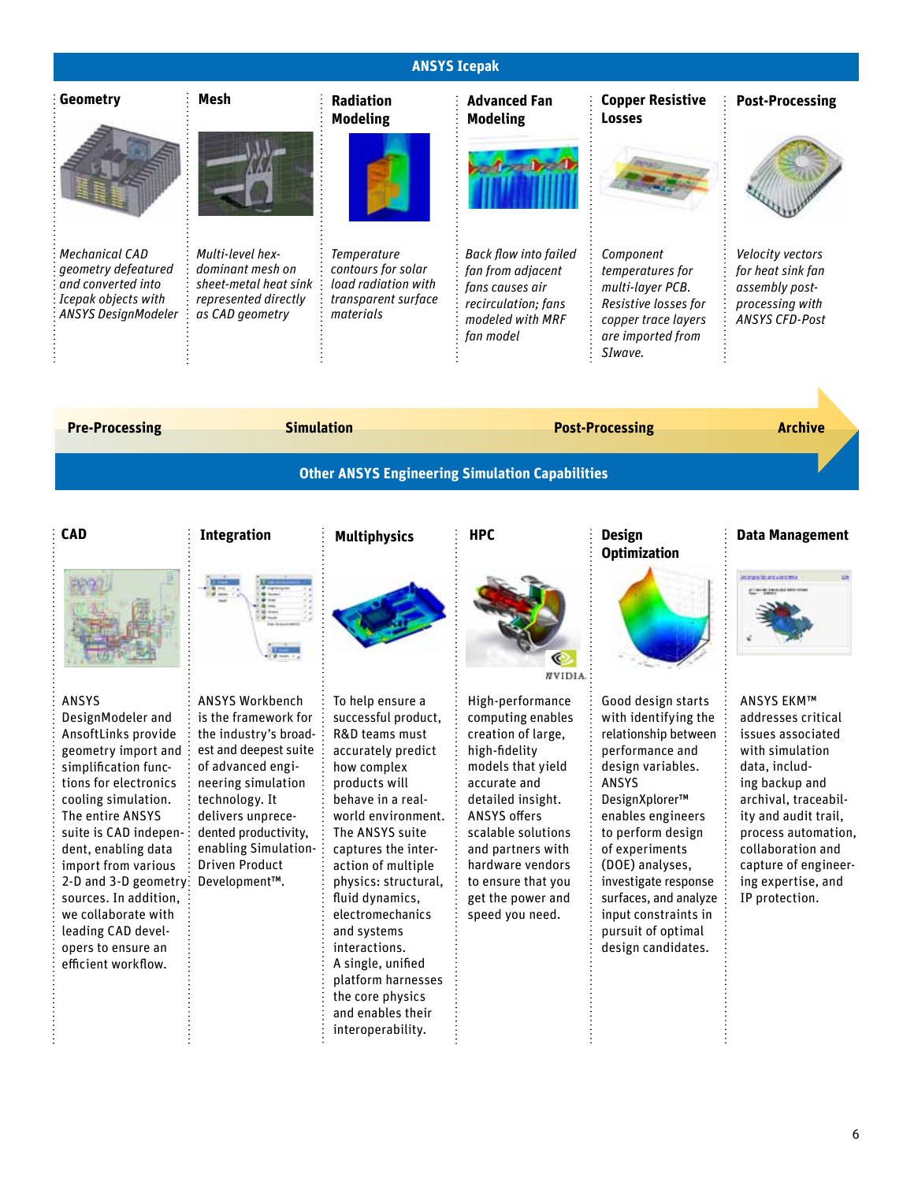## ANSYS Icepak

### Geometry

*Mechanical CAD geometry defeatured and converted into Icepak objects with ANSYS DesignModeler*

### Mesh

*Multi-level hex-dominant mesh on sheet-metal heat sink represented directly as CAD geometry*

### Radiation Modeling

*Temperature contours for solar load radiation with transparent surface materials*

### Advanced Fan Modeling

*Back flow into failed fan from adjacent fans causes air recirculation; fans modeled with MRF fan model*

### Copper Resistive Losses

*Component temperatures for multi-layer PCB. Resistive losses for copper trace layers are imported from SIwave.*

### Post-Processing

*Velocity vectors for heat sink fan assembly post-processing with ANSYS CFD-Post*

**Pre-Processing** → **Simulation** → **Post-Processing** → **Archive**

## Other ANSYS Engineering Simulation Capabilities

### CAD

ANSYS DesignModeler and AnsoftLinks provide geometry import and simplification functions for electronics cooling simulation. The entire ANSYS suite is CAD independent, enabling data import from various 2-D and 3-D geometry sources. In addition, we collaborate with leading CAD developers to ensure an efficient workflow.

### Integration

ANSYS Workbench is the framework for the industry's broadest and deepest suite of advanced engineering simulation technology. It delivers unprecedented productivity, enabling Simulation-Driven Product Development™.

### Multiphysics

To help ensure a successful product, R&D teams must accurately predict how complex products will behave in a real-world environment. The ANSYS suite captures the interaction of multiple physics: structural, fluid dynamics, electromechanics and systems interactions. A single, unified platform harnesses the core physics and enables their interoperability.

### HPC

High-performance computing enables creation of large, high-fidelity models that yield accurate and detailed insight. ANSYS offers scalable solutions and partners with hardware vendors to ensure that you get the power and speed you need.

### Design Optimization

Good design starts with identifying the relationship between performance and design variables. ANSYS DesignXplorer™ enables engineers to perform design of experiments (DOE) analyses, investigate response surfaces, and analyze input constraints in pursuit of optimal design candidates.

### Data Management

ANSYS EKM™ addresses critical issues associated with simulation data, including backup and archival, traceability and audit trail, process automation, collaboration and capture of engineering expertise, and IP protection.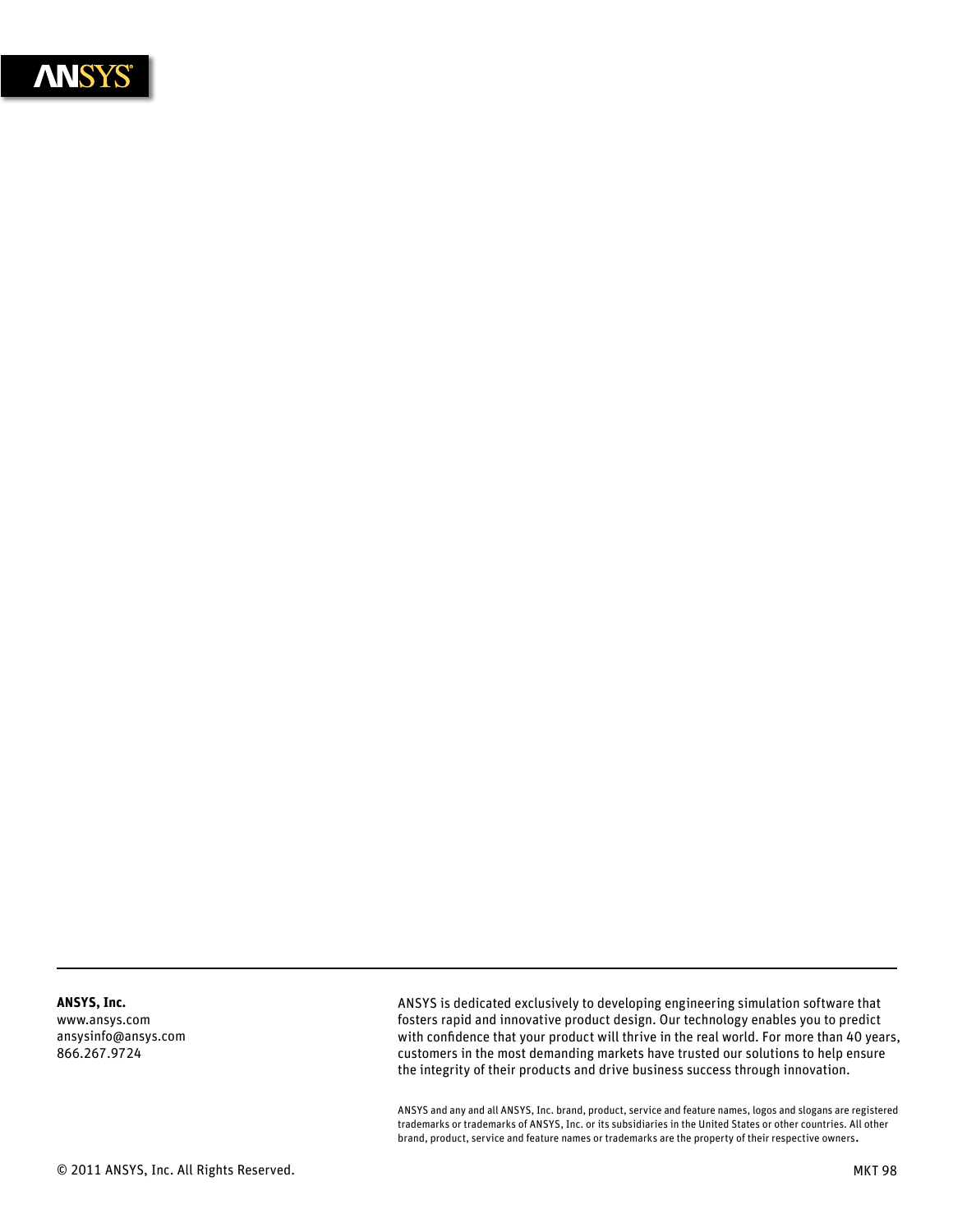**ANSYS, Inc.**
www.ansys.com
ansysinfo@ansys.com
866.267.9724

ANSYS is dedicated exclusively to developing engineering simulation software that fosters rapid and innovative product design. Our technology enables you to predict with confidence that your product will thrive in the real world. For more than 40 years, customers in the most demanding markets have trusted our solutions to help ensure the integrity of their products and drive business success through innovation.

ANSYS and any and all ANSYS, Inc. brand, product, service and feature names, logos and slogans are registered trademarks or trademarks of ANSYS, Inc. or its subsidiaries in the United States or other countries. All other brand, product, service and feature names or trademarks are the property of their respective owners.

© 2011 ANSYS, Inc. All Rights Reserved.

MKT 98